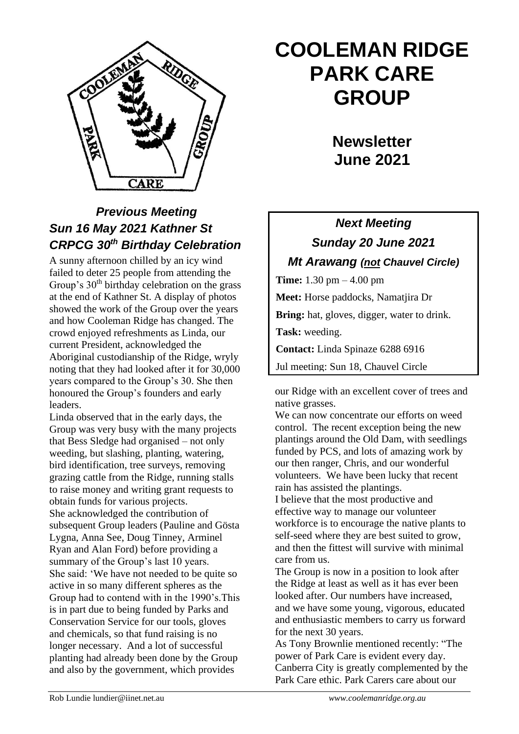# COOLEMAN RIDGE PARK CARE GROUP

## Newsletter June 2021

### *Next Meeting*
### *Sunday 20 June 2021*
### *Mt Arawang (not Chauvel Circle)*

**Time:** 1.30 pm – 4.00 pm

**Meet:** Horse paddocks, Namatjira Dr

**Bring:** hat, gloves, digger, water to drink.

**Task:** weeding.

**Contact:** Linda Spinaze 6288 6916

Jul meeting: Sun 18, Chauvel Circle

## *Previous Meeting Sun 16 May 2021 Kathner St CRPCG 30th Birthday Celebration*

A sunny afternoon chilled by an icy wind failed to deter 25 people from attending the Group's 30th birthday celebration on the grass at the end of Kathner St. A display of photos showed the work of the Group over the years and how Cooleman Ridge has changed. The crowd enjoyed refreshments as Linda, our current President, acknowledged the Aboriginal custodianship of the Ridge, wryly noting that they had looked after it for 30,000 years compared to the Group's 30. She then honoured the Group's founders and early leaders.

Linda observed that in the early days, the Group was very busy with the many projects that Bess Sledge had organised – not only weeding, but slashing, planting, watering, bird identification, tree surveys, removing grazing cattle from the Ridge, running stalls to raise money and writing grant requests to obtain funds for various projects.

She acknowledged the contribution of subsequent Group leaders (Pauline and Gösta Lygna, Anna See, Doug Tinney, Arminel Ryan and Alan Ford) before providing a summary of the Group's last 10 years.

She said: 'We have not needed to be quite so active in so many different spheres as the Group had to contend with in the 1990's.This is in part due to being funded by Parks and Conservation Service for our tools, gloves and chemicals, so that fund raising is no longer necessary. And a lot of successful planting had already been done by the Group and also by the government, which provides our Ridge with an excellent cover of trees and native grasses.

We can now concentrate our efforts on weed control. The recent exception being the new plantings around the Old Dam, with seedlings funded by PCS, and lots of amazing work by our then ranger, Chris, and our wonderful volunteers. We have been lucky that recent rain has assisted the plantings.

I believe that the most productive and effective way to manage our volunteer workforce is to encourage the native plants to self-seed where they are best suited to grow, and then the fittest will survive with minimal care from us.

The Group is now in a position to look after the Ridge at least as well as it has ever been looked after. Our numbers have increased, and we have some young, vigorous, educated and enthusiastic members to carry us forward for the next 30 years.

As Tony Brownlie mentioned recently: "The power of Park Care is evident every day. Canberra City is greatly complemented by the Park Care ethic. Park Carers care about our

Rob Lundie lundier@iinet.net.au *www.coolemanridge.org.au*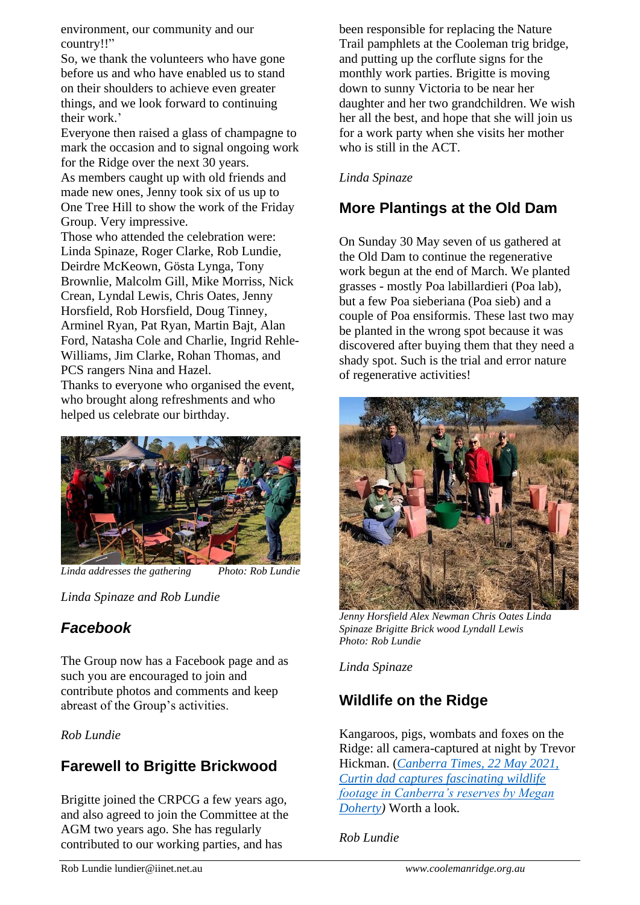environment, our community and our country!!"

So, we thank the volunteers who have gone before us and who have enabled us to stand on their shoulders to achieve even greater things, and we look forward to continuing their work.'

Everyone then raised a glass of champagne to mark the occasion and to signal ongoing work for the Ridge over the next 30 years.

As members caught up with old friends and made new ones, Jenny took six of us up to One Tree Hill to show the work of the Friday Group. Very impressive.

Those who attended the celebration were: Linda Spinaze, Roger Clarke, Rob Lundie, Deirdre McKeown, Gösta Lynga, Tony Brownlie, Malcolm Gill, Mike Morriss, Nick Crean, Lyndal Lewis, Chris Oates, Jenny Horsfield, Rob Horsfield, Doug Tinney, Arminel Ryan, Pat Ryan, Martin Bajt, Alan Ford, Natasha Cole and Charlie, Ingrid Rehle-Williams, Jim Clarke, Rohan Thomas, and PCS rangers Nina and Hazel.

Thanks to everyone who organised the event, who brought along refreshments and who helped us celebrate our birthday.

*Linda addresses the gathering* *Photo: Rob Lundie*

*Linda Spinaze and Rob Lundie*

## *Facebook*

The Group now has a Facebook page and as such you are encouraged to join and contribute photos and comments and keep abreast of the Group's activities.

*Rob Lundie*

## Farewell to Brigitte Brickwood

Brigitte joined the CRPCG a few years ago, and also agreed to join the Committee at the AGM two years ago. She has regularly contributed to our working parties, and has been responsible for replacing the Nature Trail pamphlets at the Cooleman trig bridge, and putting up the corflute signs for the monthly work parties. Brigitte is moving down to sunny Victoria to be near her daughter and her two grandchildren. We wish her all the best, and hope that she will join us for a work party when she visits her mother who is still in the ACT.

*Linda Spinaze*

## More Plantings at the Old Dam

On Sunday 30 May seven of us gathered at the Old Dam to continue the regenerative work begun at the end of March. We planted grasses - mostly Poa labillardieri (Poa lab), but a few Poa sieberiana (Poa sieb) and a couple of Poa ensiformis. These last two may be planted in the wrong spot because it was discovered after buying them that they need a shady spot. Such is the trial and error nature of regenerative activities!

*Jenny Horsfield Alex Newman Chris Oates Linda Spinaze Brigitte Brick wood Lyndall Lewis*
*Photo: Rob Lundie*

*Linda Spinaze*

## Wildlife on the Ridge

Kangaroos, pigs, wombats and foxes on the Ridge: all camera-captured at night by Trevor Hickman. (*Canberra Times, 22 May 2021, Curtin dad captures fascinating wildlife footage in Canberra's reserves by Megan Doherty*) Worth a look.

*Rob Lundie*

Rob Lundie lundier@iinet.net.au *www.coolemanridge.org.au*